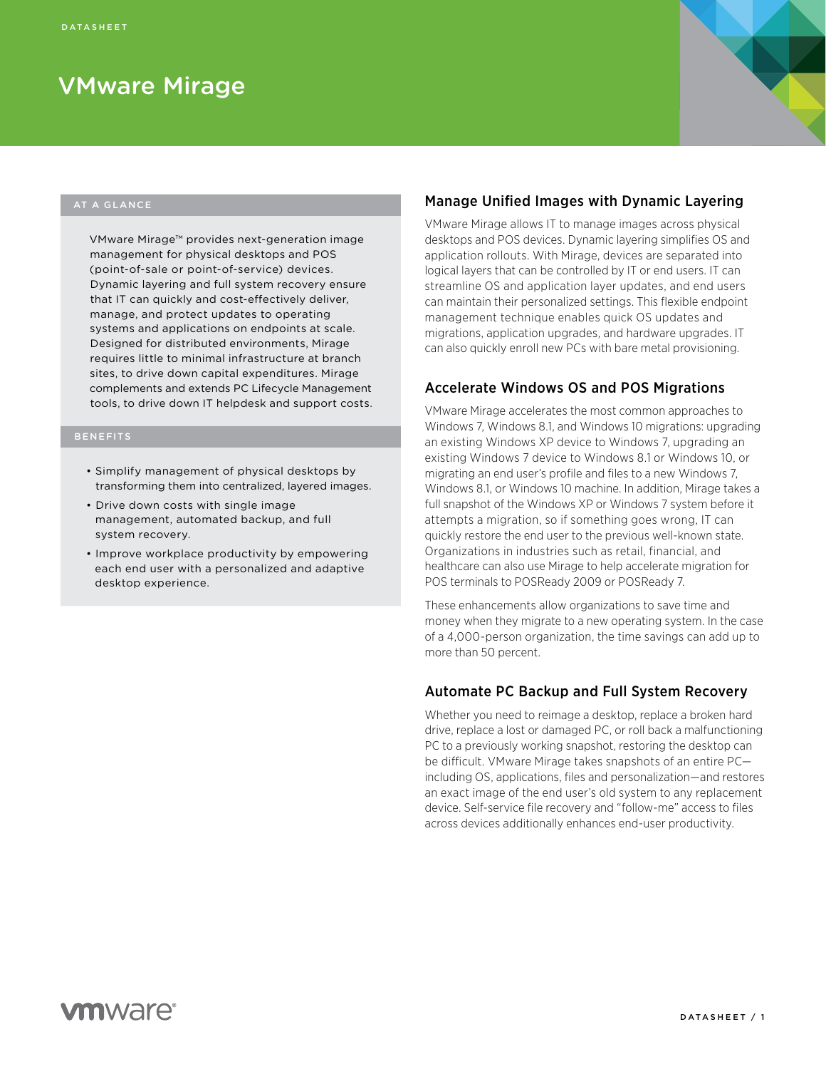DATASHEET

# VMware Mirage

### AT A GLANCE

VMware Mirage™ provides next-generation image management for physical desktops and POS (point-of-sale or point-of-service) devices. Dynamic layering and full system recovery ensure that IT can quickly and cost-effectively deliver, manage, and protect updates to operating systems and applications on endpoints at scale. Designed for distributed environments, Mirage requires little to minimal infrastructure at branch sites, to drive down capital expenditures. Mirage complements and extends PC Lifecycle Management tools, to drive down IT helpdesk and support costs.

### BENEFITS

- Simplify management of physical desktops by transforming them into centralized, layered images.
- Drive down costs with single image management, automated backup, and full system recovery.
- Improve workplace productivity by empowering each end user with a personalized and adaptive desktop experience.

## Manage Unified Images with Dynamic Layering

VMware Mirage allows IT to manage images across physical desktops and POS devices. Dynamic layering simplifies OS and application rollouts. With Mirage, devices are separated into logical layers that can be controlled by IT or end users. IT can streamline OS and application layer updates, and end users can maintain their personalized settings. This flexible endpoint management technique enables quick OS updates and migrations, application upgrades, and hardware upgrades. IT can also quickly enroll new PCs with bare metal provisioning.

## Accelerate Windows OS and POS Migrations

VMware Mirage accelerates the most common approaches to Windows 7, Windows 8.1, and Windows 10 migrations: upgrading an existing Windows XP device to Windows 7, upgrading an existing Windows 7 device to Windows 8.1 or Windows 10, or migrating an end user's profile and files to a new Windows 7, Windows 8.1, or Windows 10 machine. In addition, Mirage takes a full snapshot of the Windows XP or Windows 7 system before it attempts a migration, so if something goes wrong, IT can quickly restore the end user to the previous well-known state. Organizations in industries such as retail, financial, and healthcare can also use Mirage to help accelerate migration for POS terminals to POSReady 2009 or POSReady 7.

These enhancements allow organizations to save time and money when they migrate to a new operating system. In the case of a 4,000-person organization, the time savings can add up to more than 50 percent.

## Automate PC Backup and Full System Recovery

Whether you need to reimage a desktop, replace a broken hard drive, replace a lost or damaged PC, or roll back a malfunctioning PC to a previously working snapshot, restoring the desktop can be difficult. VMware Mirage takes snapshots of an entire PC—including OS, applications, files and personalization—and restores an exact image of the end user's old system to any replacement device. Self-service file recovery and "follow-me" access to files across devices additionally enhances end-user productivity.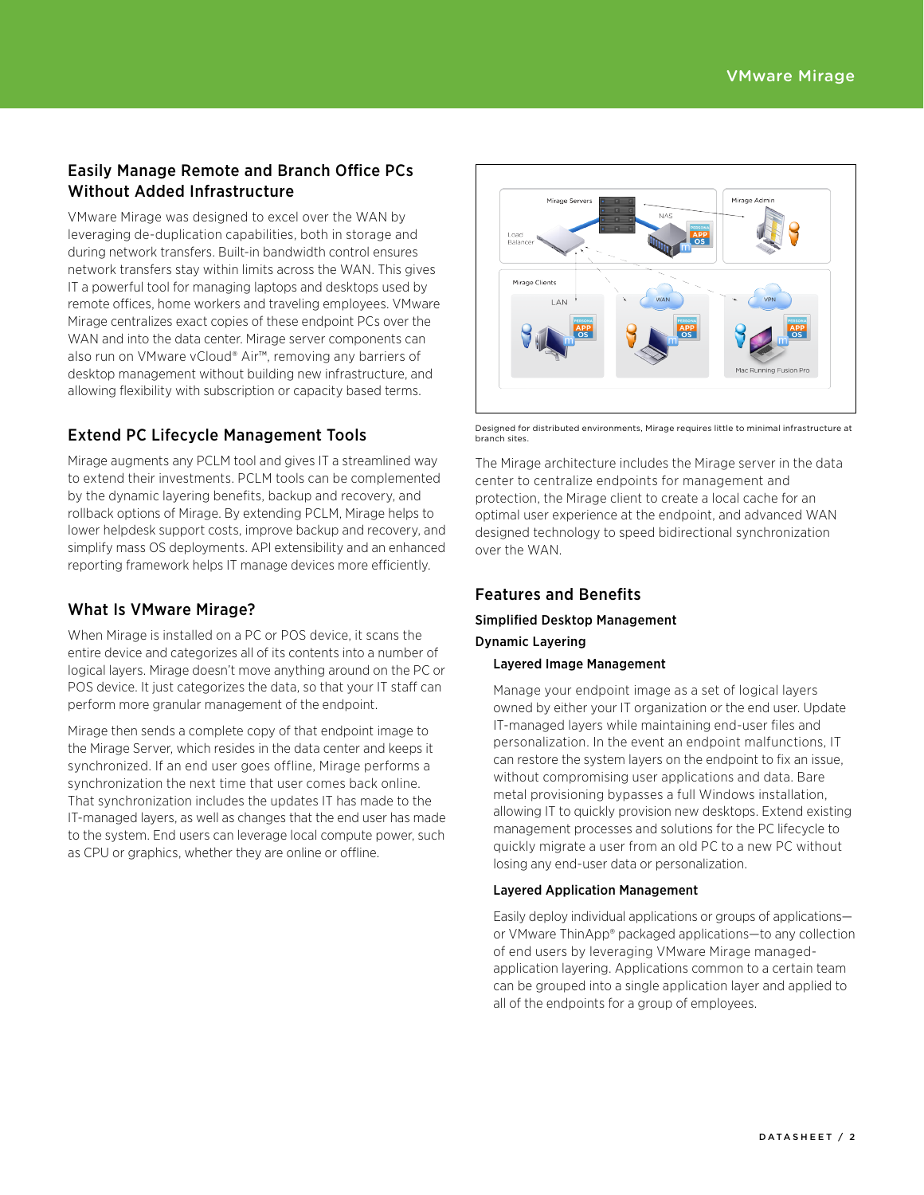## Easily Manage Remote and Branch Office PCs Without Added Infrastructure

VMware Mirage was designed to excel over the WAN by leveraging de-duplication capabilities, both in storage and during network transfers. Built-in bandwidth control ensures network transfers stay within limits across the WAN. This gives IT a powerful tool for managing laptops and desktops used by remote offices, home workers and traveling employees. VMware Mirage centralizes exact copies of these endpoint PCs over the WAN and into the data center. Mirage server components can also run on VMware vCloud® Air™, removing any barriers of desktop management without building new infrastructure, and allowing flexibility with subscription or capacity based terms.

## Extend PC Lifecycle Management Tools

Mirage augments any PCLM tool and gives IT a streamlined way to extend their investments. PCLM tools can be complemented by the dynamic layering benefits, backup and recovery, and rollback options of Mirage. By extending PCLM, Mirage helps to lower helpdesk support costs, improve backup and recovery, and simplify mass OS deployments. API extensibility and an enhanced reporting framework helps IT manage devices more efficiently.

## What Is VMware Mirage?

When Mirage is installed on a PC or POS device, it scans the entire device and categorizes all of its contents into a number of logical layers. Mirage doesn't move anything around on the PC or POS device. It just categorizes the data, so that your IT staff can perform more granular management of the endpoint.

Mirage then sends a complete copy of that endpoint image to the Mirage Server, which resides in the data center and keeps it synchronized. If an end user goes offline, Mirage performs a synchronization the next time that user comes back online. That synchronization includes the updates IT has made to the IT-managed layers, as well as changes that the end user has made to the system. End users can leverage local compute power, such as CPU or graphics, whether they are online or offline.

Designed for distributed environments, Mirage requires little to minimal infrastructure at branch sites.

The Mirage architecture includes the Mirage server in the data center to centralize endpoints for management and protection, the Mirage client to create a local cache for an optimal user experience at the endpoint, and advanced WAN designed technology to speed bidirectional synchronization over the WAN.

## Features and Benefits

### Simplified Desktop Management

### Dynamic Layering

#### Layered Image Management

Manage your endpoint image as a set of logical layers owned by either your IT organization or the end user. Update IT-managed layers while maintaining end-user files and personalization. In the event an endpoint malfunctions, IT can restore the system layers on the endpoint to fix an issue, without compromising user applications and data. Bare metal provisioning bypasses a full Windows installation, allowing IT to quickly provision new desktops. Extend existing management processes and solutions for the PC lifecycle to quickly migrate a user from an old PC to a new PC without losing any end-user data or personalization.

#### Layered Application Management

Easily deploy individual applications or groups of applications—or VMware ThinApp® packaged applications—to any collection of end users by leveraging VMware Mirage managed-application layering. Applications common to a certain team can be grouped into a single application layer and applied to all of the endpoints for a group of employees.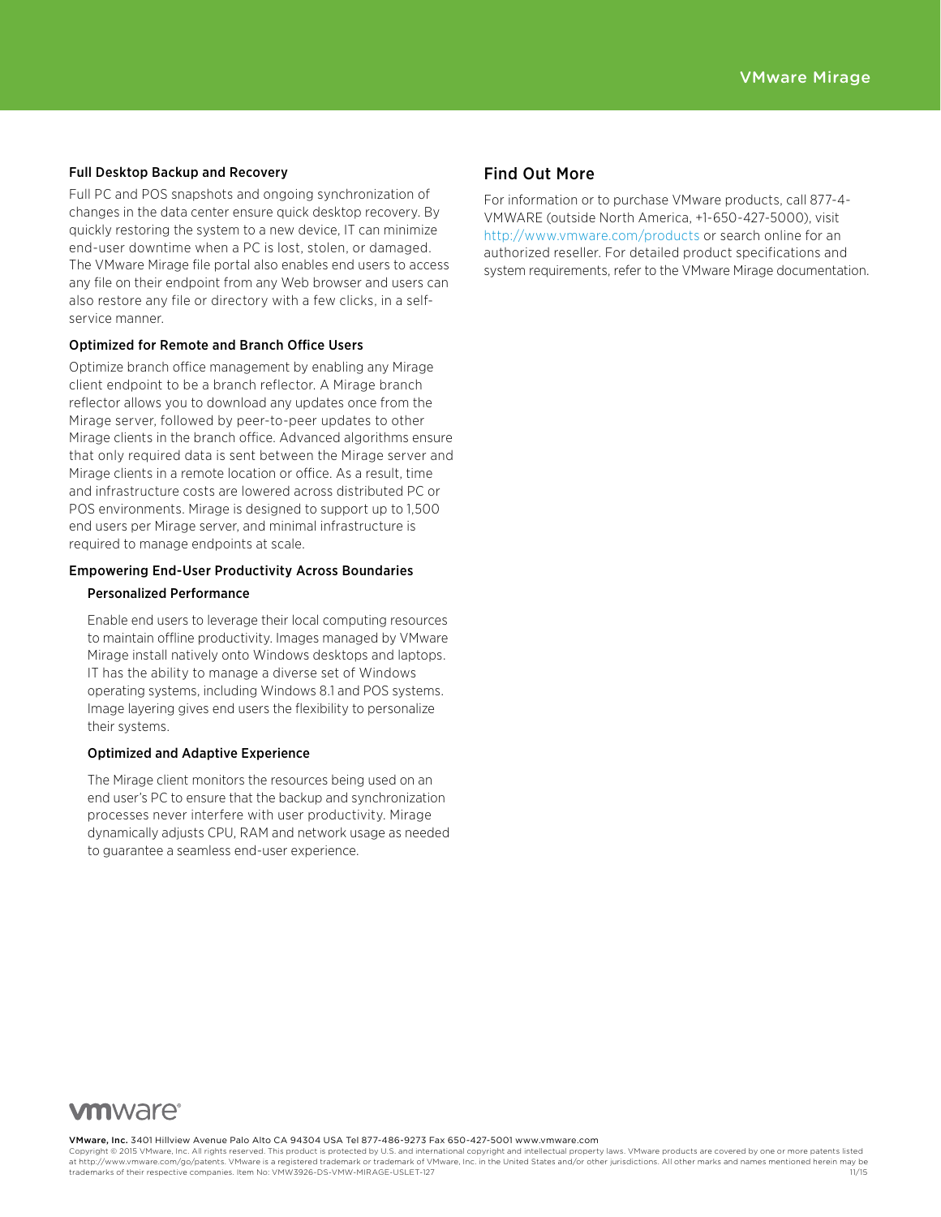### Full Desktop Backup and Recovery

Full PC and POS snapshots and ongoing synchronization of changes in the data center ensure quick desktop recovery. By quickly restoring the system to a new device, IT can minimize end-user downtime when a PC is lost, stolen, or damaged. The VMware Mirage file portal also enables end users to access any file on their endpoint from any Web browser and users can also restore any file or directory with a few clicks, in a self-service manner.

### Optimized for Remote and Branch Office Users

Optimize branch office management by enabling any Mirage client endpoint to be a branch reflector. A Mirage branch reflector allows you to download any updates once from the Mirage server, followed by peer-to-peer updates to other Mirage clients in the branch office. Advanced algorithms ensure that only required data is sent between the Mirage server and Mirage clients in a remote location or office. As a result, time and infrastructure costs are lowered across distributed PC or POS environments. Mirage is designed to support up to 1,500 end users per Mirage server, and minimal infrastructure is required to manage endpoints at scale.

### Empowering End-User Productivity Across Boundaries

#### Personalized Performance

Enable end users to leverage their local computing resources to maintain offline productivity. Images managed by VMware Mirage install natively onto Windows desktops and laptops. IT has the ability to manage a diverse set of Windows operating systems, including Windows 8.1 and POS systems. Image layering gives end users the flexibility to personalize their systems.

#### Optimized and Adaptive Experience

The Mirage client monitors the resources being used on an end user's PC to ensure that the backup and synchronization processes never interfere with user productivity. Mirage dynamically adjusts CPU, RAM and network usage as needed to guarantee a seamless end-user experience.

## Find Out More

For information or to purchase VMware products, call 877-4-VMWARE (outside North America, +1-650-427-5000), visit http://www.vmware.com/products or search online for an authorized reseller. For detailed product specifications and system requirements, refer to the VMware Mirage documentation.

**VMware, Inc.** 3401 Hillview Avenue Palo Alto CA 94304 USA Tel 877-486-9273 Fax 650-427-5001 www.vmware.com
Copyright © 2015 VMware, Inc. All rights reserved. This product is protected by U.S. and international copyright and intellectual property laws. VMware products are covered by one or more patents listed at http://www.vmware.com/go/patents. VMware is a registered trademark or trademark of VMware, Inc. in the United States and/or other jurisdictions. All other marks and names mentioned herein may be trademarks of their respective companies. Item No: VMW3926-DS-VMW-MIRAGE-USLET-127 11/15